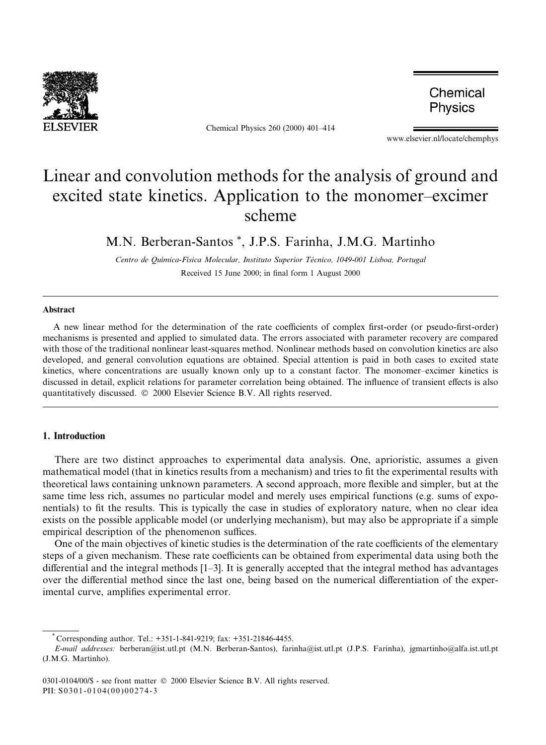# Linear and convolution methods for the analysis of ground and excited state kinetics. Application to the monomer–excimer scheme

M.N. Berberan-Santos *, J.P.S. Farinha, J.M.G. Martinho

*Centro de Química-Física Molecular, Instituto Superior Técnico, 1049-001 Lisboa, Portugal*

Received 15 June 2000; in final form 1 August 2000

## Abstract

A new linear method for the determination of the rate coefficients of complex first-order (or pseudo-first-order) mechanisms is presented and applied to simulated data. The errors associated with parameter recovery are compared with those of the traditional nonlinear least-squares method. Nonlinear methods based on convolution kinetics are also developed, and general convolution equations are obtained. Special attention is paid in both cases to excited state kinetics, where concentrations are usually known only up to a constant factor. The monomer–excimer kinetics is discussed in detail, explicit relations for parameter correlation being obtained. The influence of transient effects is also quantitatively discussed. © 2000 Elsevier Science B.V. All rights reserved.

## 1. Introduction

There are two distinct approaches to experimental data analysis. One, aprioristic, assumes a given mathematical model (that in kinetics results from a mechanism) and tries to fit the experimental results with theoretical laws containing unknown parameters. A second approach, more flexible and simpler, but at the same time less rich, assumes no particular model and merely uses empirical functions (e.g. sums of exponentials) to fit the results. This is typically the case in studies of exploratory nature, when no clear idea exists on the possible applicable model (or underlying mechanism), but may also be appropriate if a simple empirical description of the phenomenon suffices.

One of the main objectives of kinetic studies is the determination of the rate coefficients of the elementary steps of a given mechanism. These rate coefficients can be obtained from experimental data using both the differential and the integral methods [1–3]. It is generally accepted that the integral method has advantages over the differential method since the last one, being based on the numerical differentiation of the experimental curve, amplifies experimental error.

---

* Corresponding author. Tel.: +351-1-841-9219; fax: +351-21846-4455.

*E-mail addresses:* berberan@ist.utl.pt (M.N. Berberan-Santos), farinha@ist.utl.pt (J.P.S. Farinha), jgmartinho@alfa.ist.utl.pt (J.M.G. Martinho).

0301-0104/00/$ - see front matter © 2000 Elsevier Science B.V. All rights reserved.
PII: S0301-0104(00)00274-3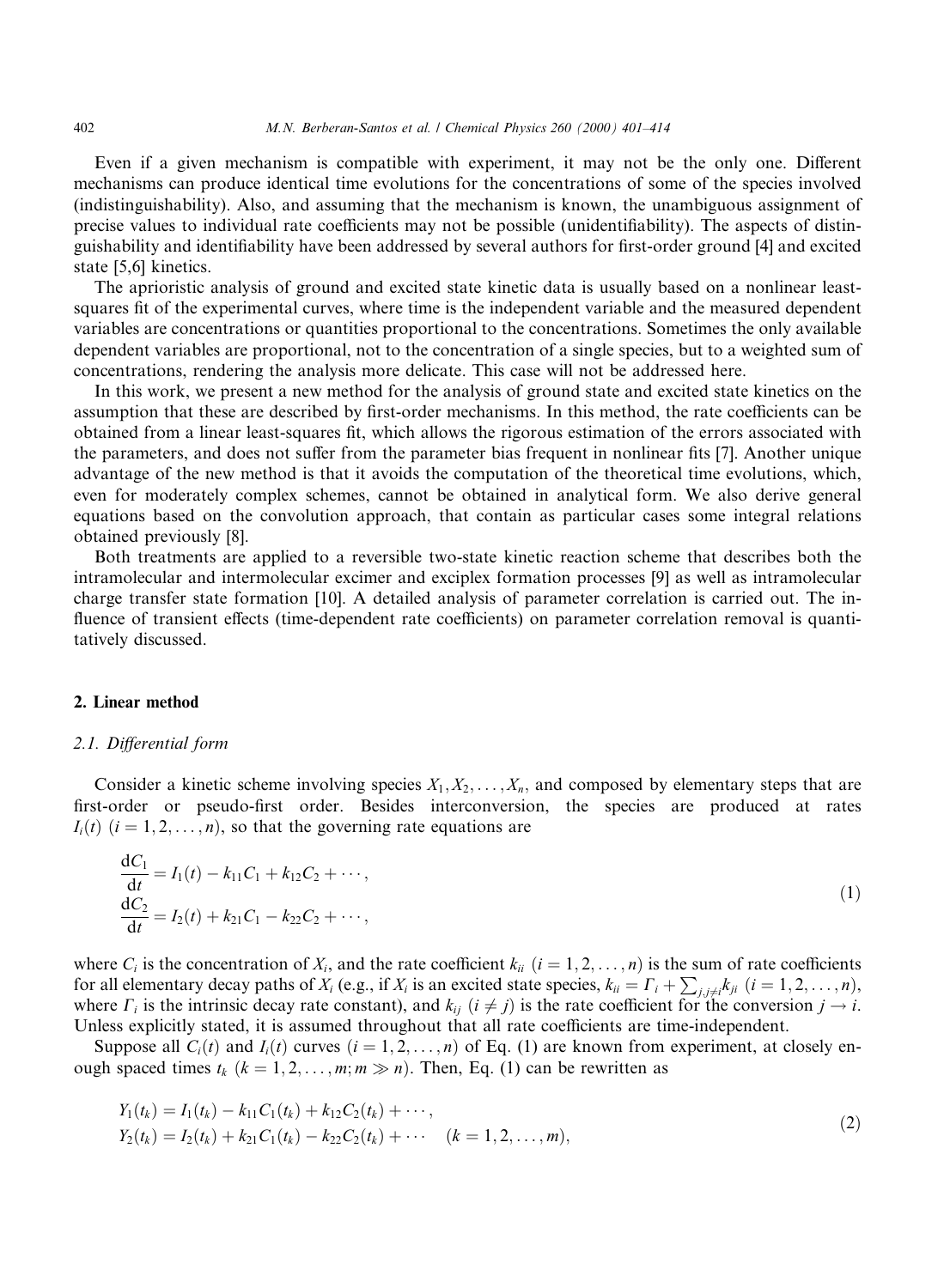Even if a given mechanism is compatible with experiment, it may not be the only one. Different mechanisms can produce identical time evolutions for the concentrations of some of the species involved (indistinguishability). Also, and assuming that the mechanism is known, the unambiguous assignment of precise values to individual rate coefficients may not be possible (unidentifiability). The aspects of distinguishability and identifiability have been addressed by several authors for first-order ground [4] and excited state [5,6] kinetics.

The aprioristic analysis of ground and excited state kinetic data is usually based on a nonlinear least-squares fit of the experimental curves, where time is the independent variable and the measured dependent variables are concentrations or quantities proportional to the concentrations. Sometimes the only available dependent variables are proportional, not to the concentration of a single species, but to a weighted sum of concentrations, rendering the analysis more delicate. This case will not be addressed here.

In this work, we present a new method for the analysis of ground state and excited state kinetics on the assumption that these are described by first-order mechanisms. In this method, the rate coefficients can be obtained from a linear least-squares fit, which allows the rigorous estimation of the errors associated with the parameters, and does not suffer from the parameter bias frequent in nonlinear fits [7]. Another unique advantage of the new method is that it avoids the computation of the theoretical time evolutions, which, even for moderately complex schemes, cannot be obtained in analytical form. We also derive general equations based on the convolution approach, that contain as particular cases some integral relations obtained previously [8].

Both treatments are applied to a reversible two-state kinetic reaction scheme that describes both the intramolecular and intermolecular excimer and exciplex formation processes [9] as well as intramolecular charge transfer state formation [10]. A detailed analysis of parameter correlation is carried out. The influence of transient effects (time-dependent rate coefficients) on parameter correlation removal is quantitatively discussed.

## 2. Linear method

### 2.1. Differential form

Consider a kinetic scheme involving species $X_1, X_2, \ldots, X_n$, and composed by elementary steps that are first-order or pseudo-first order. Besides interconversion, the species are produced at rates $I_i(t)$ $(i = 1, 2, \ldots, n)$, so that the governing rate equations are

$$
\begin{aligned}
\frac{\mathrm{d}C_1}{\mathrm{d}t} &= I_1(t) - k_{11}C_1 + k_{12}C_2 + \cdots, \\
\frac{\mathrm{d}C_2}{\mathrm{d}t} &= I_2(t) + k_{21}C_1 - k_{22}C_2 + \cdots,
\end{aligned}
\tag{1}
$$

where $C_i$ is the concentration of $X_i$, and the rate coefficient $k_{ii}$ $(i = 1, 2, \ldots, n)$ is the sum of rate coefficients for all elementary decay paths of $X_i$ (e.g., if $X_i$ is an excited state species, $k_{ii} = \Gamma_i + \sum_{j, j \neq i} k_{ji}$ $(i = 1, 2, \ldots, n)$, where $\Gamma_i$ is the intrinsic decay rate constant), and $k_{ij}$ $(i \neq j)$ is the rate coefficient for the conversion $j \to i$. Unless explicitly stated, it is assumed throughout that all rate coefficients are time-independent.

Suppose all $C_i(t)$ and $I_i(t)$ curves $(i = 1, 2, \ldots, n)$ of Eq. (1) are known from experiment, at closely enough spaced times $t_k$ $(k = 1, 2, \ldots, m; m \gg n)$. Then, Eq. (1) can be rewritten as

$$
\begin{aligned}
Y_1(t_k) &= I_1(t_k) - k_{11}C_1(t_k) + k_{12}C_2(t_k) + \cdots, \\
Y_2(t_k) &= I_2(t_k) + k_{21}C_1(t_k) - k_{22}C_2(t_k) + \cdots \quad (k = 1, 2, \ldots, m),
\end{aligned}
\tag{2}
$$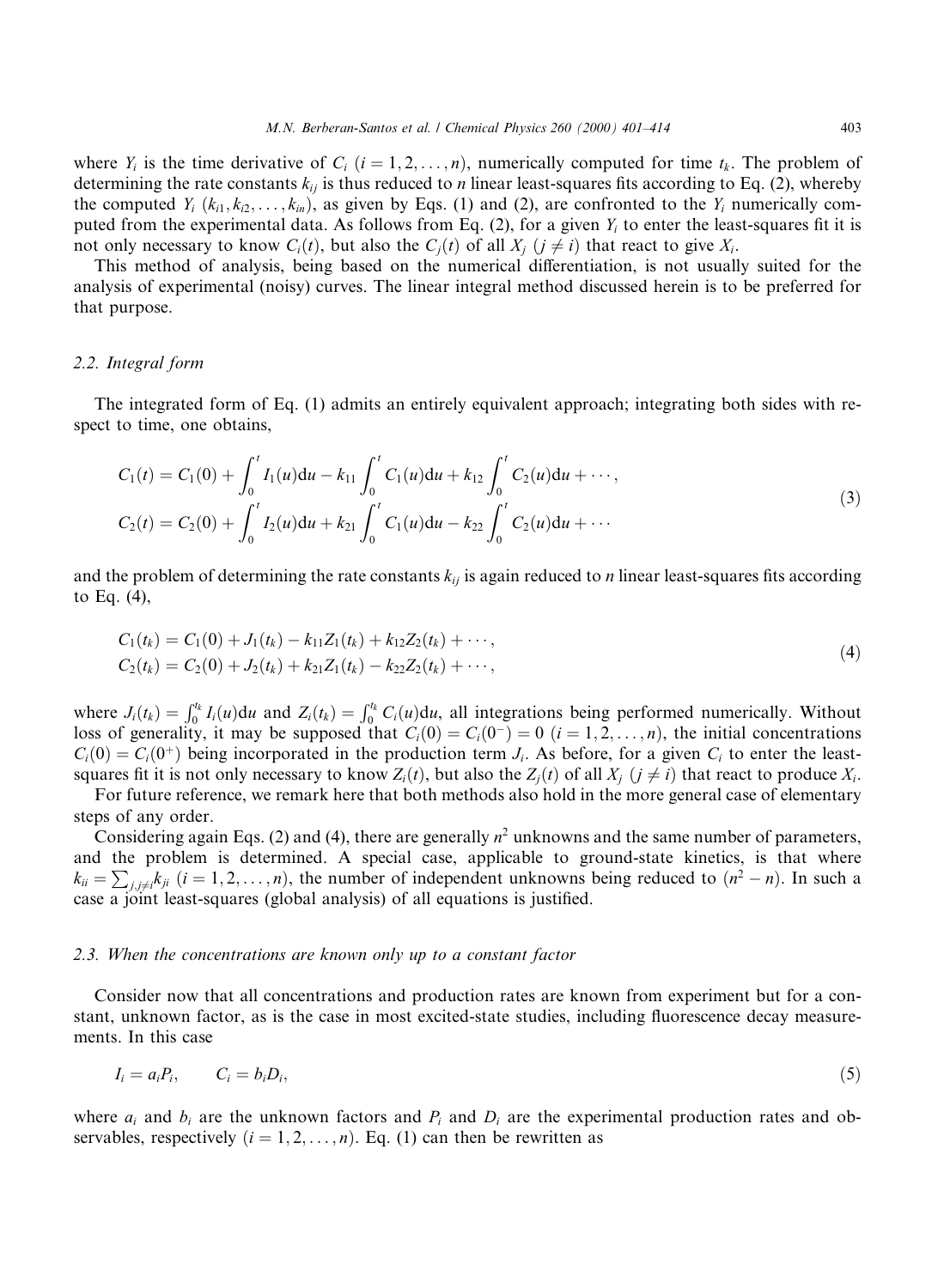where $Y_i$ is the time derivative of $C_i$ $(i = 1, 2, \ldots, n)$, numerically computed for time $t_k$. The problem of determining the rate constants $k_{ij}$ is thus reduced to $n$ linear least-squares fits according to Eq. (2), whereby the computed $Y_i$ $(k_{i1}, k_{i2}, \ldots, k_{in})$, as given by Eqs. (1) and (2), are confronted to the $Y_i$ numerically computed from the experimental data. As follows from Eq. (2), for a given $Y_i$ to enter the least-squares fit it is not only necessary to know $C_i(t)$, but also the $C_j(t)$ of all $X_j$ $(j \neq i)$ that react to give $X_i$.

This method of analysis, being based on the numerical differentiation, is not usually suited for the analysis of experimental (noisy) curves. The linear integral method discussed herein is to be preferred for that purpose.

### 2.2. Integral form

The integrated form of Eq. (1) admits an entirely equivalent approach; integrating both sides with respect to time, one obtains,

$$
\begin{aligned}
C_1(t) &= C_1(0) + \int_0^t I_1(u)\mathrm{d}u - k_{11}\int_0^t C_1(u)\mathrm{d}u + k_{12}\int_0^t C_2(u)\mathrm{d}u + \cdots, \\
C_2(t) &= C_2(0) + \int_0^t I_2(u)\mathrm{d}u + k_{21}\int_0^t C_1(u)\mathrm{d}u - k_{22}\int_0^t C_2(u)\mathrm{d}u + \cdots
\end{aligned}
\tag{3}
$$

and the problem of determining the rate constants $k_{ij}$ is again reduced to $n$ linear least-squares fits according to Eq. (4),

$$
\begin{aligned}
C_1(t_k) &= C_1(0) + J_1(t_k) - k_{11}Z_1(t_k) + k_{12}Z_2(t_k) + \cdots, \\
C_2(t_k) &= C_2(0) + J_2(t_k) + k_{21}Z_1(t_k) - k_{22}Z_2(t_k) + \cdots,
\end{aligned}
\tag{4}
$$

where $J_i(t_k) = \int_0^{t_k} I_i(u)\mathrm{d}u$ and $Z_i(t_k) = \int_0^{t_k} C_i(u)\mathrm{d}u$, all integrations being performed numerically. Without loss of generality, it may be supposed that $C_i(0) = C_i(0^-) = 0$ $(i = 1, 2, \ldots, n)$, the initial concentrations $C_i(0) = C_i(0^+)$ being incorporated in the production term $J_i$. As before, for a given $C_i$ to enter the least-squares fit it is not only necessary to know $Z_i(t)$, but also the $Z_j(t)$ of all $X_j$ $(j \neq i)$ that react to produce $X_i$.

For future reference, we remark here that both methods also hold in the more general case of elementary steps of any order.

Considering again Eqs. (2) and (4), there are generally $n^2$ unknowns and the same number of parameters, and the problem is determined. A special case, applicable to ground-state kinetics, is that where $k_{ii} = \sum_{j,j \neq i} k_{ji}$ $(i = 1, 2, \ldots, n)$, the number of independent unknowns being reduced to $(n^2 - n)$. In such a case a joint least-squares (global analysis) of all equations is justified.

### 2.3. When the concentrations are known only up to a constant factor

Consider now that all concentrations and production rates are known from experiment but for a constant, unknown factor, as is the case in most excited-state studies, including fluorescence decay measurements. In this case

$$
I_i = a_i P_i, \qquad C_i = b_i D_i,
\tag{5}
$$

where $a_i$ and $b_i$ are the unknown factors and $P_i$ and $D_i$ are the experimental production rates and observables, respectively $(i = 1, 2, \ldots, n)$. Eq. (1) can then be rewritten as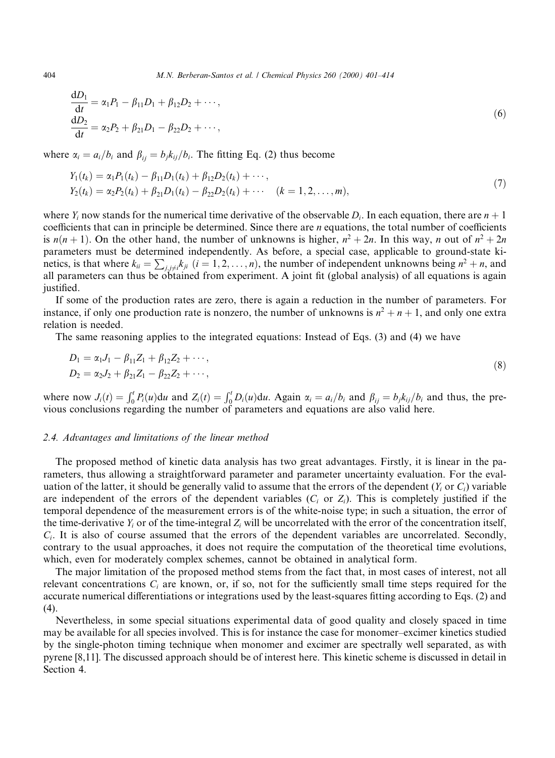$$
\begin{aligned}
\frac{dD_1}{dt} &= \alpha_1 P_1 - \beta_{11} D_1 + \beta_{12} D_2 + \cdots, \\
\frac{dD_2}{dt} &= \alpha_2 P_2 + \beta_{21} D_1 - \beta_{22} D_2 + \cdots,
\end{aligned} \tag{6}
$$

where $\alpha_i = a_i/b_i$ and $\beta_{ij} = b_j k_{ij}/b_i$. The fitting Eq. (2) thus become

$$
\begin{aligned}
Y_1(t_k) &= \alpha_1 P_1(t_k) - \beta_{11} D_1(t_k) + \beta_{12} D_2(t_k) + \cdots, \\
Y_2(t_k) &= \alpha_2 P_2(t_k) + \beta_{21} D_1(t_k) - \beta_{22} D_2(t_k) + \cdots \quad (k = 1, 2, \ldots, m),
\end{aligned} \tag{7}
$$

where $Y_i$ now stands for the numerical time derivative of the observable $D_i$. In each equation, there are $n+1$ coefficients that can in principle be determined. Since there are $n$ equations, the total number of coefficients is $n(n+1)$. On the other hand, the number of unknowns is higher, $n^2 + 2n$. In this way, $n$ out of $n^2 + 2n$ parameters must be determined independently. As before, a special case, applicable to ground-state kinetics, is that where $k_{ii} = \sum_{j,j\neq i} k_{ji}$ $(i = 1, 2, \ldots, n)$, the number of independent unknowns being $n^2 + n$, and all parameters can thus be obtained from experiment. A joint fit (global analysis) of all equations is again justified.

If some of the production rates are zero, there is again a reduction in the number of parameters. For instance, if only one production rate is nonzero, the number of unknowns is $n^2 + n + 1$, and only one extra relation is needed.

The same reasoning applies to the integrated equations: Instead of Eqs. (3) and (4) we have

$$
\begin{aligned}
D_1 &= \alpha_1 J_1 - \beta_{11} Z_1 + \beta_{12} Z_2 + \cdots, \\
D_2 &= \alpha_2 J_2 + \beta_{21} Z_1 - \beta_{22} Z_2 + \cdots,
\end{aligned} \tag{8}
$$

where now $J_i(t) = \int_0^t P_i(u)\,du$ and $Z_i(t) = \int_0^t D_i(u)\,du$. Again $\alpha_i = a_i/b_i$ and $\beta_{ij} = b_j k_{ij}/b_i$ and thus, the previous conclusions regarding the number of parameters and equations are also valid here.

### 2.4. Advantages and limitations of the linear method

The proposed method of kinetic data analysis has two great advantages. Firstly, it is linear in the parameters, thus allowing a straightforward parameter and parameter uncertainty evaluation. For the evaluation of the latter, it should be generally valid to assume that the errors of the dependent ($Y_i$ or $C_i$) variable are independent of the errors of the dependent variables ($C_i$ or $Z_i$). This is completely justified if the temporal dependence of the measurement errors is of the white-noise type; in such a situation, the error of the time-derivative $Y_i$ or of the time-integral $Z_i$ will be uncorrelated with the error of the concentration itself, $C_i$. It is also of course assumed that the errors of the dependent variables are uncorrelated. Secondly, contrary to the usual approaches, it does not require the computation of the theoretical time evolutions, which, even for moderately complex schemes, cannot be obtained in analytical form.

The major limitation of the proposed method stems from the fact that, in most cases of interest, not all relevant concentrations $C_i$ are known, or, if so, not for the sufficiently small time steps required for the accurate numerical differentiations or integrations used by the least-squares fitting according to Eqs. (2) and (4).

Nevertheless, in some special situations experimental data of good quality and closely spaced in time may be available for all species involved. This is for instance the case for monomer–excimer kinetics studied by the single-photon timing technique when monomer and excimer are spectrally well separated, as with pyrene [8,11]. The discussed approach should be of interest here. This kinetic scheme is discussed in detail in Section 4.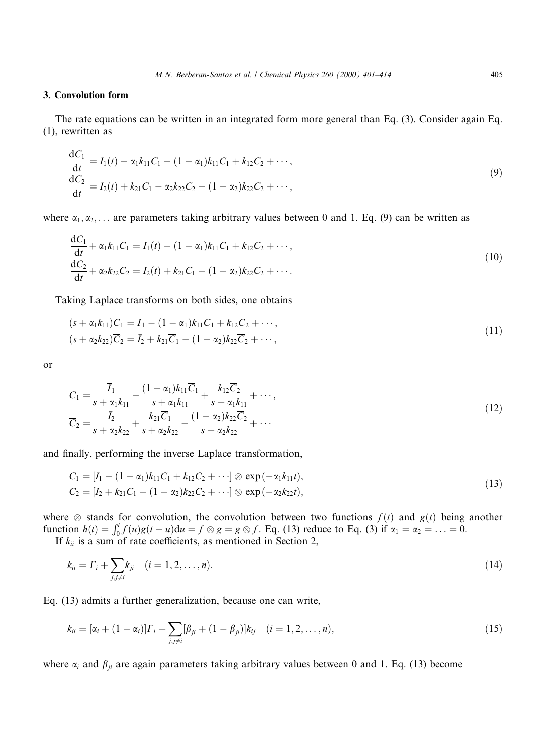## 3. Convolution form

The rate equations can be written in an integrated form more general than Eq. (3). Consider again Eq. (1), rewritten as

$$
\begin{aligned}
\frac{\mathrm{d}C_1}{\mathrm{d}t} &= I_1(t) - \alpha_1 k_{11} C_1 - (1-\alpha_1)k_{11}C_1 + k_{12}C_2 + \cdots, \\
\frac{\mathrm{d}C_2}{\mathrm{d}t} &= I_2(t) + k_{21}C_1 - \alpha_2 k_{22} C_2 - (1-\alpha_2)k_{22}C_2 + \cdots,
\end{aligned}
\tag{9}
$$

where $\alpha_1, \alpha_2, \ldots$ are parameters taking arbitrary values between 0 and 1. Eq. (9) can be written as

$$
\begin{aligned}
\frac{\mathrm{d}C_1}{\mathrm{d}t} + \alpha_1 k_{11} C_1 &= I_1(t) - (1-\alpha_1)k_{11}C_1 + k_{12}C_2 + \cdots, \\
\frac{\mathrm{d}C_2}{\mathrm{d}t} + \alpha_2 k_{22} C_2 &= I_2(t) + k_{21}C_1 - (1-\alpha_2)k_{22}C_2 + \cdots.
\end{aligned}
\tag{10}
$$

Taking Laplace transforms on both sides, one obtains

$$
\begin{aligned}
(s + \alpha_1 k_{11})\overline{C}_1 &= \overline{I}_1 - (1-\alpha_1)k_{11}\overline{C}_1 + k_{12}\overline{C}_2 + \cdots, \\
(s + \alpha_2 k_{22})\overline{C}_2 &= \overline{I}_2 + k_{21}\overline{C}_1 - (1-\alpha_2)k_{22}\overline{C}_2 + \cdots,
\end{aligned}
\tag{11}
$$

or

$$
\begin{aligned}
\overline{C}_1 &= \frac{\overline{I}_1}{s + \alpha_1 k_{11}} - \frac{(1-\alpha_1)k_{11}\overline{C}_1}{s + \alpha_1 k_{11}} + \frac{k_{12}\overline{C}_2}{s + \alpha_1 k_{11}} + \cdots, \\
\overline{C}_2 &= \frac{\overline{I}_2}{s + \alpha_2 k_{22}} + \frac{k_{21}\overline{C}_1}{s + \alpha_2 k_{22}} - \frac{(1-\alpha_2)k_{22}\overline{C}_2}{s + \alpha_2 k_{22}} + \cdots
\end{aligned}
\tag{12}
$$

and finally, performing the inverse Laplace transformation,

$$
\begin{aligned}
C_1 &= [I_1 - (1-\alpha_1)k_{11}C_1 + k_{12}C_2 + \cdots] \otimes \exp(-\alpha_1 k_{11} t), \\
C_2 &= [I_2 + k_{21}C_1 - (1-\alpha_2)k_{22}C_2 + \cdots] \otimes \exp(-\alpha_2 k_{22} t),
\end{aligned}
\tag{13}
$$

where $\otimes$ stands for convolution, the convolution between two functions $f(t)$ and $g(t)$ being another function $h(t) = \int_0^t f(u)g(t-u)\mathrm{d}u = f \otimes g = g \otimes f$. Eq. (13) reduce to Eq. (3) if $\alpha_1 = \alpha_2 = \ldots = 0$.

If $k_{ii}$ is a sum of rate coefficients, as mentioned in Section 2,

$$
k_{ii} = \Gamma_i + \sum_{j, j \neq i} k_{ji} \quad (i = 1, 2, \ldots, n).
\tag{14}
$$

Eq. (13) admits a further generalization, because one can write,

$$
k_{ii} = [\alpha_i + (1-\alpha_i)]\Gamma_i + \sum_{j, j \neq i} [\beta_{ji} + (1-\beta_{ji})]k_{ij} \quad (i = 1, 2, \ldots, n),
\tag{15}
$$

where $\alpha_i$ and $\beta_{ji}$ are again parameters taking arbitrary values between 0 and 1. Eq. (13) become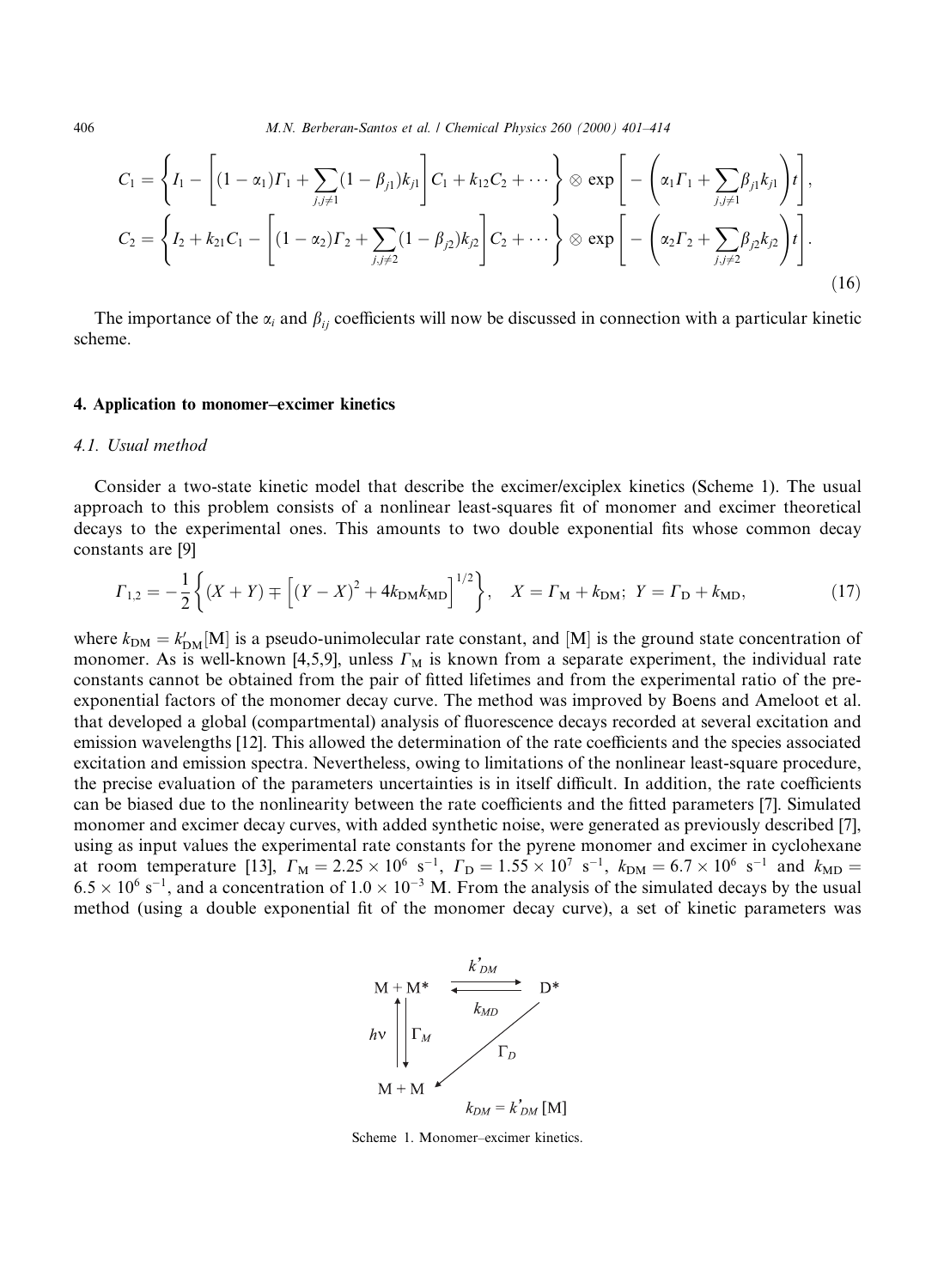$$C_1 = \left\{ I_1 - \left[ (1-\alpha_1)\Gamma_1 + \sum_{j,j\neq 1} (1-\beta_{j1}) k_{j1} \right] C_1 + k_{12} C_2 + \cdots \right\} \otimes \exp\left[ -\left( \alpha_1 \Gamma_1 + \sum_{j,j\neq 1} \beta_{j1} k_{j1} \right) t \right],$$

$$C_2 = \left\{ I_2 + k_{21} C_1 - \left[ (1-\alpha_2)\Gamma_2 + \sum_{j,j\neq 2} (1-\beta_{j2}) k_{j2} \right] C_2 + \cdots \right\} \otimes \exp\left[ -\left( \alpha_2 \Gamma_2 + \sum_{j,j\neq 2} \beta_{j2} k_{j2} \right) t \right]. \tag{16}$$

The importance of the $\alpha_i$ and $\beta_{ij}$ coefficients will now be discussed in connection with a particular kinetic scheme.

## 4. Application to monomer–excimer kinetics

### 4.1. Usual method

Consider a two-state kinetic model that describe the excimer/exciplex kinetics (Scheme 1). The usual approach to this problem consists of a nonlinear least-squares fit of monomer and excimer theoretical decays to the experimental ones. This amounts to two double exponential fits whose common decay constants are [9]

$$\Gamma_{1,2} = -\frac{1}{2}\left\{ (X+Y) \mp \left[ (Y-X)^2 + 4k_{\mathrm{DM}}k_{\mathrm{MD}} \right]^{1/2} \right\}, \quad X = \Gamma_{\mathrm{M}} + k_{\mathrm{DM}};\ Y = \Gamma_{\mathrm{D}} + k_{\mathrm{MD}}, \tag{17}$$

where $k_{\mathrm{DM}} = k'_{\mathrm{DM}}[\mathrm{M}]$ is a pseudo-unimolecular rate constant, and [M] is the ground state concentration of monomer. As is well-known [4,5,9], unless $\Gamma_{\mathrm{M}}$ is known from a separate experiment, the individual rate constants cannot be obtained from the pair of fitted lifetimes and from the experimental ratio of the pre-exponential factors of the monomer decay curve. The method was improved by Boens and Ameloot et al. that developed a global (compartmental) analysis of fluorescence decays recorded at several excitation and emission wavelengths [12]. This allowed the determination of the rate coefficients and the species associated excitation and emission spectra. Nevertheless, owing to limitations of the nonlinear least-square procedure, the precise evaluation of the parameters uncertainties is in itself difficult. In addition, the rate coefficients can be biased due to the nonlinearity between the rate coefficients and the fitted parameters [7]. Simulated monomer and excimer decay curves, with added synthetic noise, were generated as previously described [7], using as input values the experimental rate constants for the pyrene monomer and excimer in cyclohexane at room temperature [13], $\Gamma_{\mathrm{M}} = 2.25 \times 10^{6}\ \mathrm{s}^{-1}$, $\Gamma_{\mathrm{D}} = 1.55 \times 10^{7}\ \mathrm{s}^{-1}$, $k_{\mathrm{DM}} = 6.7 \times 10^{6}\ \mathrm{s}^{-1}$ and $k_{\mathrm{MD}} = 6.5 \times 10^{6}\ \mathrm{s}^{-1}$, and a concentration of $1.0 \times 10^{-3}$ M. From the analysis of the simulated decays by the usual method (using a double exponential fit of the monomer decay curve), a set of kinetic parameters was

$$\mathrm{M} + \mathrm{M}^* \underset{k_{MD}}{\overset{k'_{DM}}{\rightleftharpoons}} \mathrm{D}^*, \quad \mathrm{M} + \mathrm{M} \underset{\Gamma_M}{\overset{h\nu}{\rightleftharpoons}} \mathrm{M} + \mathrm{M}^*, \quad \mathrm{D}^* \xrightarrow{\Gamma_D} \mathrm{M} + \mathrm{M}$$

$$k_{DM} = k'_{DM}\,[\mathrm{M}]$$

Scheme 1. Monomer–excimer kinetics.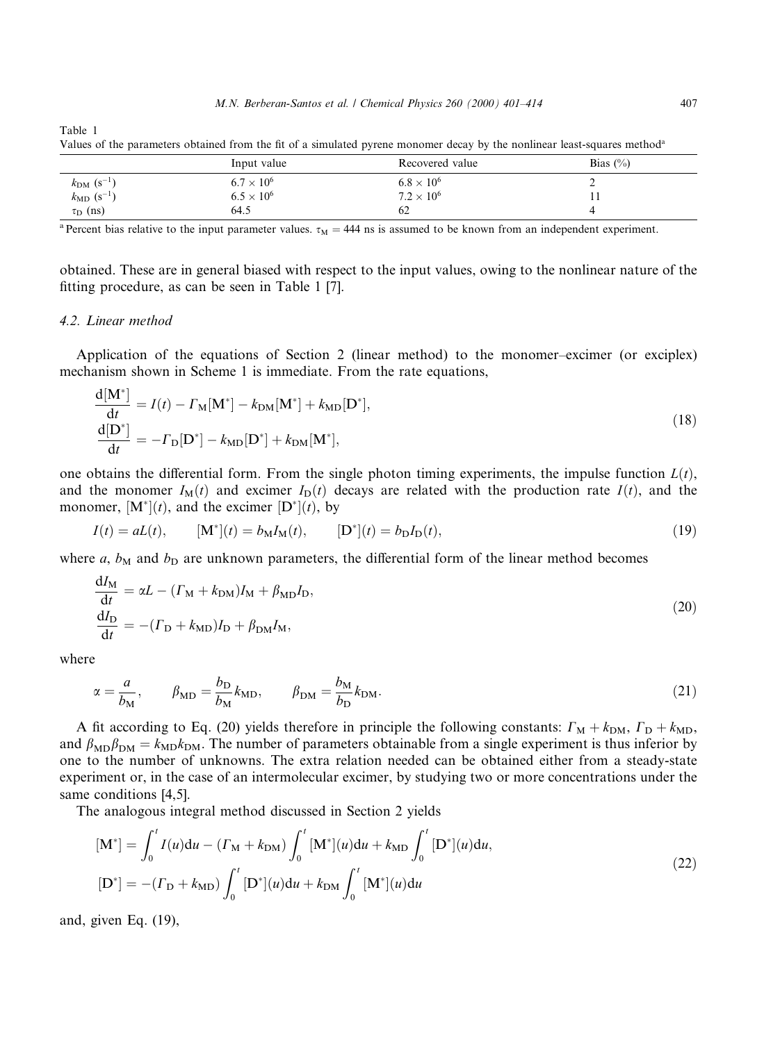Table 1

Values of the parameters obtained from the fit of a simulated pyrene monomer decay by the nonlinear least-squares method[a]

| | Input value | Recovered value | Bias (%) |
|---|---|---|---|
| $k_{DM}$ ($s^{-1}$) | $6.7 \times 10^6$ | $6.8 \times 10^6$ | 2 |
| $k_{MD}$ ($s^{-1}$) | $6.5 \times 10^6$ | $7.2 \times 10^6$ | 11 |
| $\tau_D$ (ns) | 64.5 | 62 | 4 |

[a] Percent bias relative to the input parameter values. $\tau_M = 444$ ns is assumed to be known from an independent experiment.

obtained. These are in general biased with respect to the input values, owing to the nonlinear nature of the fitting procedure, as can be seen in Table 1 [7].

### 4.2. Linear method

Application of the equations of Section 2 (linear method) to the monomer–excimer (or exciplex) mechanism shown in Scheme 1 is immediate. From the rate equations,

$$\frac{d[M^*]}{dt} = I(t) - \Gamma_M[M^*] - k_{DM}[M^*] + k_{MD}[D^*],$$
$$\frac{d[D^*]}{dt} = -\Gamma_D[D^*] - k_{MD}[D^*] + k_{DM}[M^*], \tag{18}$$

one obtains the differential form. From the single photon timing experiments, the impulse function $L(t)$, and the monomer $I_M(t)$ and excimer $I_D(t)$ decays are related with the production rate $I(t)$, and the monomer, $[M^*](t)$, and the excimer $[D^*](t)$, by

$$I(t) = aL(t), \qquad [M^*](t) = b_M I_M(t), \qquad [D^*](t) = b_D I_D(t), \tag{19}$$

where $a$, $b_M$ and $b_D$ are unknown parameters, the differential form of the linear method becomes

$$\frac{dI_M}{dt} = \alpha L - (\Gamma_M + k_{DM})I_M + \beta_{MD}I_D,$$
$$\frac{dI_D}{dt} = -(\Gamma_D + k_{MD})I_D + \beta_{DM}I_M, \tag{20}$$

where

$$\alpha = \frac{a}{b_M}, \qquad \beta_{MD} = \frac{b_D}{b_M}k_{MD}, \qquad \beta_{DM} = \frac{b_M}{b_D}k_{DM}. \tag{21}$$

A fit according to Eq. (20) yields therefore in principle the following constants: $\Gamma_M + k_{DM}$, $\Gamma_D + k_{MD}$, and $\beta_{MD}\beta_{DM} = k_{MD}k_{DM}$. The number of parameters obtainable from a single experiment is thus inferior by one to the number of unknowns. The extra relation needed can be obtained either from a steady-state experiment or, in the case of an intermolecular excimer, by studying two or more concentrations under the same conditions [4,5].

The analogous integral method discussed in Section 2 yields

$$[M^*] = \int_0^t I(u)du - (\Gamma_M + k_{DM})\int_0^t [M^*](u)du + k_{MD}\int_0^t [D^*](u)du,$$
$$[D^*] = -(\Gamma_D + k_{MD})\int_0^t [D^*](u)du + k_{DM}\int_0^t [M^*](u)du \tag{22}$$

and, given Eq. (19),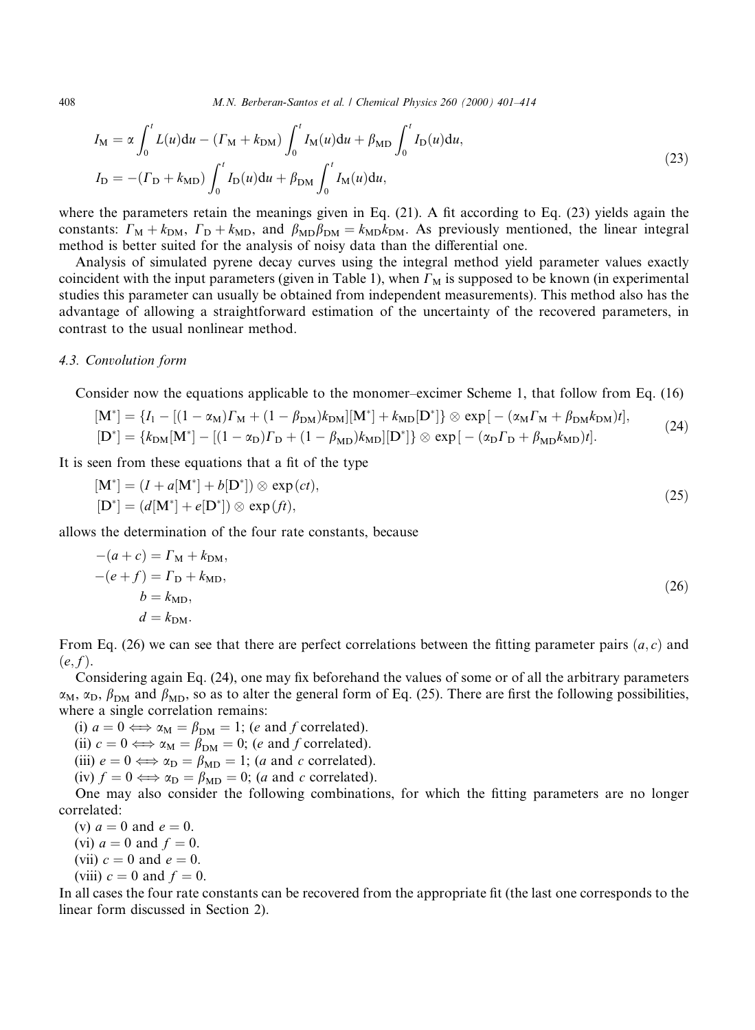$$
\begin{aligned}
I_{\mathrm{M}} &= \alpha \int_0^t L(u)\mathrm{d}u - (\Gamma_{\mathrm{M}} + k_{\mathrm{DM}}) \int_0^t I_{\mathrm{M}}(u)\mathrm{d}u + \beta_{\mathrm{MD}} \int_0^t I_{\mathrm{D}}(u)\mathrm{d}u, \\
I_{\mathrm{D}} &= -(\Gamma_{\mathrm{D}} + k_{\mathrm{MD}}) \int_0^t I_{\mathrm{D}}(u)\mathrm{d}u + \beta_{\mathrm{DM}} \int_0^t I_{\mathrm{M}}(u)\mathrm{d}u,
\end{aligned}
\tag{23}
$$

where the parameters retain the meanings given in Eq. (21). A fit according to Eq. (23) yields again the constants: $\Gamma_{\mathrm{M}} + k_{\mathrm{DM}}$, $\Gamma_{\mathrm{D}} + k_{\mathrm{MD}}$, and $\beta_{\mathrm{MD}}\beta_{\mathrm{DM}} = k_{\mathrm{MD}}k_{\mathrm{DM}}$. As previously mentioned, the linear integral method is better suited for the analysis of noisy data than the differential one.

Analysis of simulated pyrene decay curves using the integral method yield parameter values exactly coincident with the input parameters (given in Table 1), when $\Gamma_{\mathrm{M}}$ is supposed to be known (in experimental studies this parameter can usually be obtained from independent measurements). This method also has the advantage of allowing a straightforward estimation of the uncertainty of the recovered parameters, in contrast to the usual nonlinear method.

### 4.3. Convolution form

Consider now the equations applicable to the monomer–excimer Scheme 1, that follow from Eq. (16)

$$
\begin{aligned}
[\mathrm{M}^*] &= \{I_1 - [(1-\alpha_{\mathrm{M}})\Gamma_{\mathrm{M}} + (1-\beta_{\mathrm{DM}})k_{\mathrm{DM}}][\mathrm{M}^*] + k_{\mathrm{MD}}[\mathrm{D}^*]\} \otimes \exp[-(\alpha_{\mathrm{M}}\Gamma_{\mathrm{M}} + \beta_{\mathrm{DM}}k_{\mathrm{DM}})t], \\
[\mathrm{D}^*] &= \{k_{\mathrm{DM}}[\mathrm{M}^*] - [(1-\alpha_{\mathrm{D}})\Gamma_{\mathrm{D}} + (1-\beta_{\mathrm{MD}})k_{\mathrm{MD}}][\mathrm{D}^*]\} \otimes \exp[-(\alpha_{\mathrm{D}}\Gamma_{\mathrm{D}} + \beta_{\mathrm{MD}}k_{\mathrm{MD}})t].
\end{aligned}
\tag{24}
$$

It is seen from these equations that a fit of the type

$$
\begin{aligned}
[\mathrm{M}^*] &= (I + a[\mathrm{M}^*] + b[\mathrm{D}^*]) \otimes \exp(ct), \\
[\mathrm{D}^*] &= (d[\mathrm{M}^*] + e[\mathrm{D}^*]) \otimes \exp(ft),
\end{aligned}
\tag{25}
$$

allows the determination of the four rate constants, because

$$
\begin{aligned}
-(a+c) &= \Gamma_{\mathrm{M}} + k_{\mathrm{DM}}, \\
-(e+f) &= \Gamma_{\mathrm{D}} + k_{\mathrm{MD}}, \\
b &= k_{\mathrm{MD}}, \\
d &= k_{\mathrm{DM}}.
\end{aligned}
\tag{26}
$$

From Eq. (26) we can see that there are perfect correlations between the fitting parameter pairs $(a, c)$ and $(e, f)$.

Considering again Eq. (24), one may fix beforehand the values of some or of all the arbitrary parameters $\alpha_{\mathrm{M}}$, $\alpha_{\mathrm{D}}$, $\beta_{\mathrm{DM}}$ and $\beta_{\mathrm{MD}}$, so as to alter the general form of Eq. (25). There are first the following possibilities, where a single correlation remains:

(i) $a = 0 \iff \alpha_{\mathrm{M}} = \beta_{\mathrm{DM}} = 1$; ($e$ and $f$ correlated).

(ii) $c = 0 \iff \alpha_{\mathrm{M}} = \beta_{\mathrm{DM}} = 0$; ($e$ and $f$ correlated).

(iii) $e = 0 \iff \alpha_{\mathrm{D}} = \beta_{\mathrm{MD}} = 1$; ($a$ and $c$ correlated).

(iv) $f = 0 \iff \alpha_{\mathrm{D}} = \beta_{\mathrm{MD}} = 0$; ($a$ and $c$ correlated).

One may also consider the following combinations, for which the fitting parameters are no longer correlated:

(v) $a = 0$ and $e = 0$.

(vi) $a = 0$ and $f = 0$.

(vii) $c = 0$ and $e = 0$.

(viii) $c = 0$ and $f = 0$.

In all cases the four rate constants can be recovered from the appropriate fit (the last one corresponds to the linear form discussed in Section 2).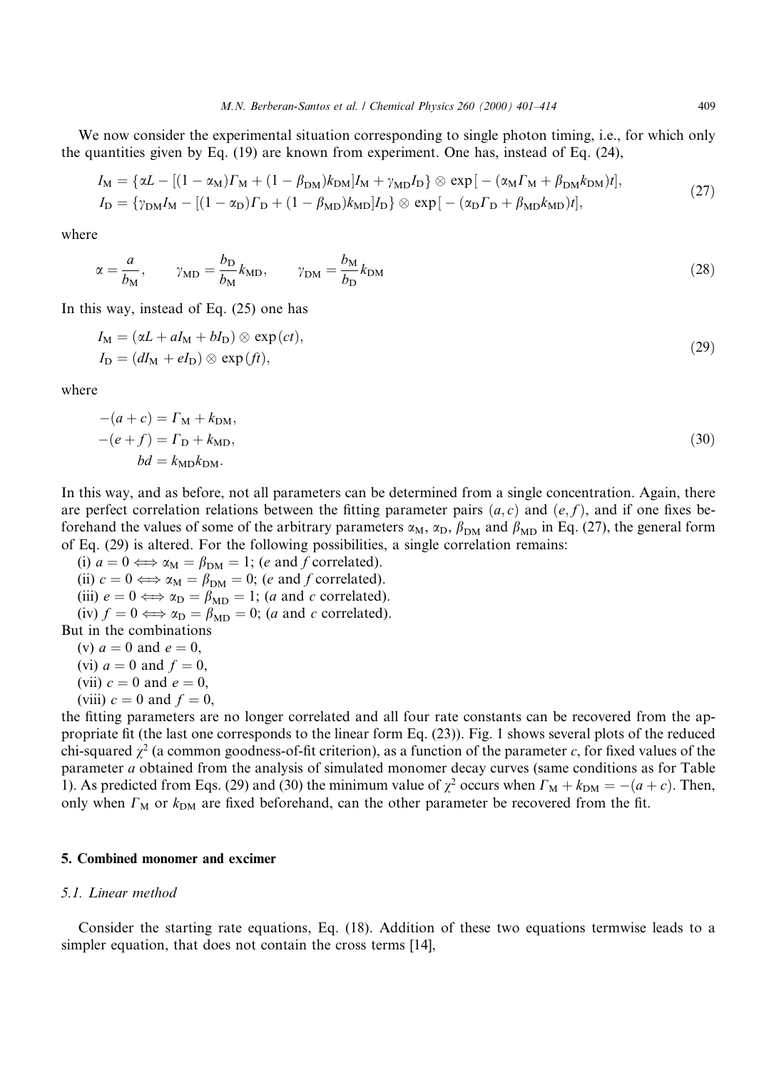We now consider the experimental situation corresponding to single photon timing, i.e., for which only the quantities given by Eq. (19) are known from experiment. One has, instead of Eq. (24),

$$
\begin{aligned}
I_{\mathrm{M}} &= \{\alpha L - [(1-\alpha_{\mathrm{M}})\Gamma_{\mathrm{M}} + (1-\beta_{\mathrm{DM}})k_{\mathrm{DM}}]I_{\mathrm{M}} + \gamma_{\mathrm{MD}}I_{\mathrm{D}}\} \otimes \exp[-(\alpha_{\mathrm{M}}\Gamma_{\mathrm{M}} + \beta_{\mathrm{DM}}k_{\mathrm{DM}})t], \\
I_{\mathrm{D}} &= \{\gamma_{\mathrm{DM}}I_{\mathrm{M}} - [(1-\alpha_{\mathrm{D}})\Gamma_{\mathrm{D}} + (1-\beta_{\mathrm{MD}})k_{\mathrm{MD}}]I_{\mathrm{D}}\} \otimes \exp[-(\alpha_{\mathrm{D}}\Gamma_{\mathrm{D}} + \beta_{\mathrm{MD}}k_{\mathrm{MD}})t],
\end{aligned}
\tag{27}
$$

where

$$
\alpha = \frac{a}{b_{\mathrm{M}}}, \qquad \gamma_{\mathrm{MD}} = \frac{b_{\mathrm{D}}}{b_{\mathrm{M}}}k_{\mathrm{MD}}, \qquad \gamma_{\mathrm{DM}} = \frac{b_{\mathrm{M}}}{b_{\mathrm{D}}}k_{\mathrm{DM}}
\tag{28}
$$

In this way, instead of Eq. (25) one has

$$
\begin{aligned}
I_{\mathrm{M}} &= (\alpha L + aI_{\mathrm{M}} + bI_{\mathrm{D}}) \otimes \exp(ct), \\
I_{\mathrm{D}} &= (dI_{\mathrm{M}} + eI_{\mathrm{D}}) \otimes \exp(ft),
\end{aligned}
\tag{29}
$$

where

$$
\begin{aligned}
-(a+c) &= \Gamma_{\mathrm{M}} + k_{\mathrm{DM}}, \\
-(e+f) &= \Gamma_{\mathrm{D}} + k_{\mathrm{MD}}, \\
bd &= k_{\mathrm{MD}}k_{\mathrm{DM}}.
\end{aligned}
\tag{30}
$$

In this way, and as before, not all parameters can be determined from a single concentration. Again, there are perfect correlation relations between the fitting parameter pairs $(a, c)$ and $(e, f)$, and if one fixes beforehand the values of some of the arbitrary parameters $\alpha_{\mathrm{M}}$, $\alpha_{\mathrm{D}}$, $\beta_{\mathrm{DM}}$ and $\beta_{\mathrm{MD}}$ in Eq. (27), the general form of Eq. (29) is altered. For the following possibilities, a single correlation remains:

(i) $a = 0 \iff \alpha_{\mathrm{M}} = \beta_{\mathrm{DM}} = 1$; ($e$ and $f$ correlated).
(ii) $c = 0 \iff \alpha_{\mathrm{M}} = \beta_{\mathrm{DM}} = 0$; ($e$ and $f$ correlated).
(iii) $e = 0 \iff \alpha_{\mathrm{D}} = \beta_{\mathrm{MD}} = 1$; ($a$ and $c$ correlated).
(iv) $f = 0 \iff \alpha_{\mathrm{D}} = \beta_{\mathrm{MD}} = 0$; ($a$ and $c$ correlated).

But in the combinations

(v) $a = 0$ and $e = 0$,
(vi) $a = 0$ and $f = 0$,
(vii) $c = 0$ and $e = 0$,
(viii) $c = 0$ and $f = 0$,

the fitting parameters are no longer correlated and all four rate constants can be recovered from the appropriate fit (the last one corresponds to the linear form Eq. (23)). Fig. 1 shows several plots of the reduced chi-squared $\chi^2$ (a common goodness-of-fit criterion), as a function of the parameter $c$, for fixed values of the parameter $a$ obtained from the analysis of simulated monomer decay curves (same conditions as for Table 1). As predicted from Eqs. (29) and (30) the minimum value of $\chi^2$ occurs when $\Gamma_{\mathrm{M}} + k_{\mathrm{DM}} = -(a + c)$. Then, only when $\Gamma_{\mathrm{M}}$ or $k_{\mathrm{DM}}$ are fixed beforehand, can the other parameter be recovered from the fit.

## 5. Combined monomer and excimer

### 5.1. Linear method

Consider the starting rate equations, Eq. (18). Addition of these two equations termwise leads to a simpler equation, that does not contain the cross terms [14],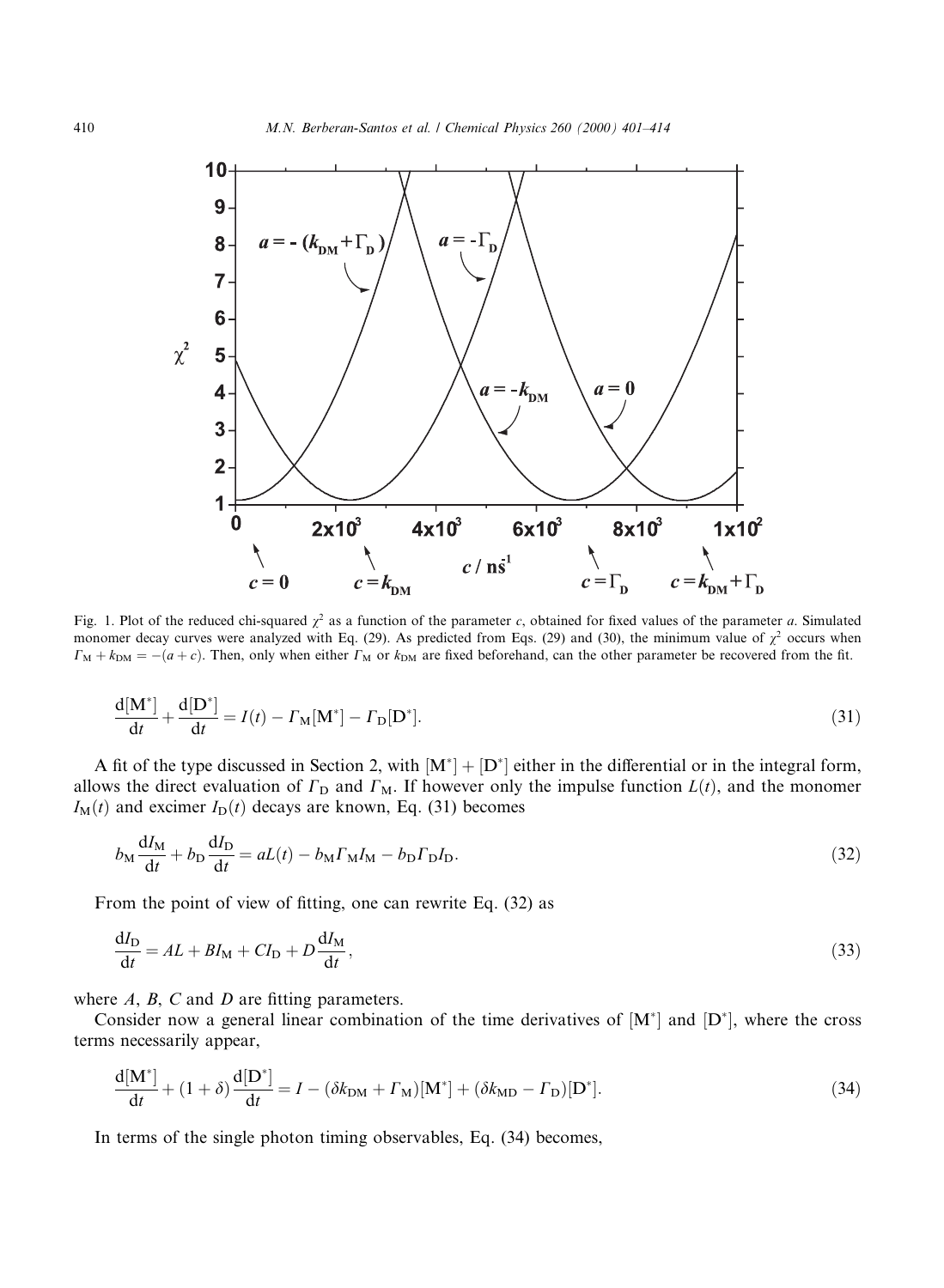Fig. 1. Plot of the reduced chi-squared $\chi^2$ as a function of the parameter $c$, obtained for fixed values of the parameter $a$. Simulated monomer decay curves were analyzed with Eq. (29). As predicted from Eqs. (29) and (30), the minimum value of $\chi^2$ occurs when $\Gamma_M + k_{DM} = -(a + c)$. Then, only when either $\Gamma_M$ or $k_{DM}$ are fixed beforehand, can the other parameter be recovered from the fit.

$$\frac{d[M^*]}{dt} + \frac{d[D^*]}{dt} = I(t) - \Gamma_M[M^*] - \Gamma_D[D^*]. \tag{31}$$

A fit of the type discussed in Section 2, with $[M^*] + [D^*]$ either in the differential or in the integral form, allows the direct evaluation of $\Gamma_D$ and $\Gamma_M$. If however only the impulse function $L(t)$, and the monomer $I_M(t)$ and excimer $I_D(t)$ decays are known, Eq. (31) becomes

$$b_M \frac{dI_M}{dt} + b_D \frac{dI_D}{dt} = aL(t) - b_M \Gamma_M I_M - b_D \Gamma_D I_D. \tag{32}$$

From the point of view of fitting, one can rewrite Eq. (32) as

$$\frac{dI_D}{dt} = AL + BI_M + CI_D + D\frac{dI_M}{dt}, \tag{33}$$

where $A$, $B$, $C$ and $D$ are fitting parameters.

Consider now a general linear combination of the time derivatives of $[M^*]$ and $[D^*]$, where the cross terms necessarily appear,

$$\frac{d[M^*]}{dt} + (1+\delta)\frac{d[D^*]}{dt} = I - (\delta k_{DM} + \Gamma_M)[M^*] + (\delta k_{MD} - \Gamma_D)[D^*]. \tag{34}$$

In terms of the single photon timing observables, Eq. (34) becomes,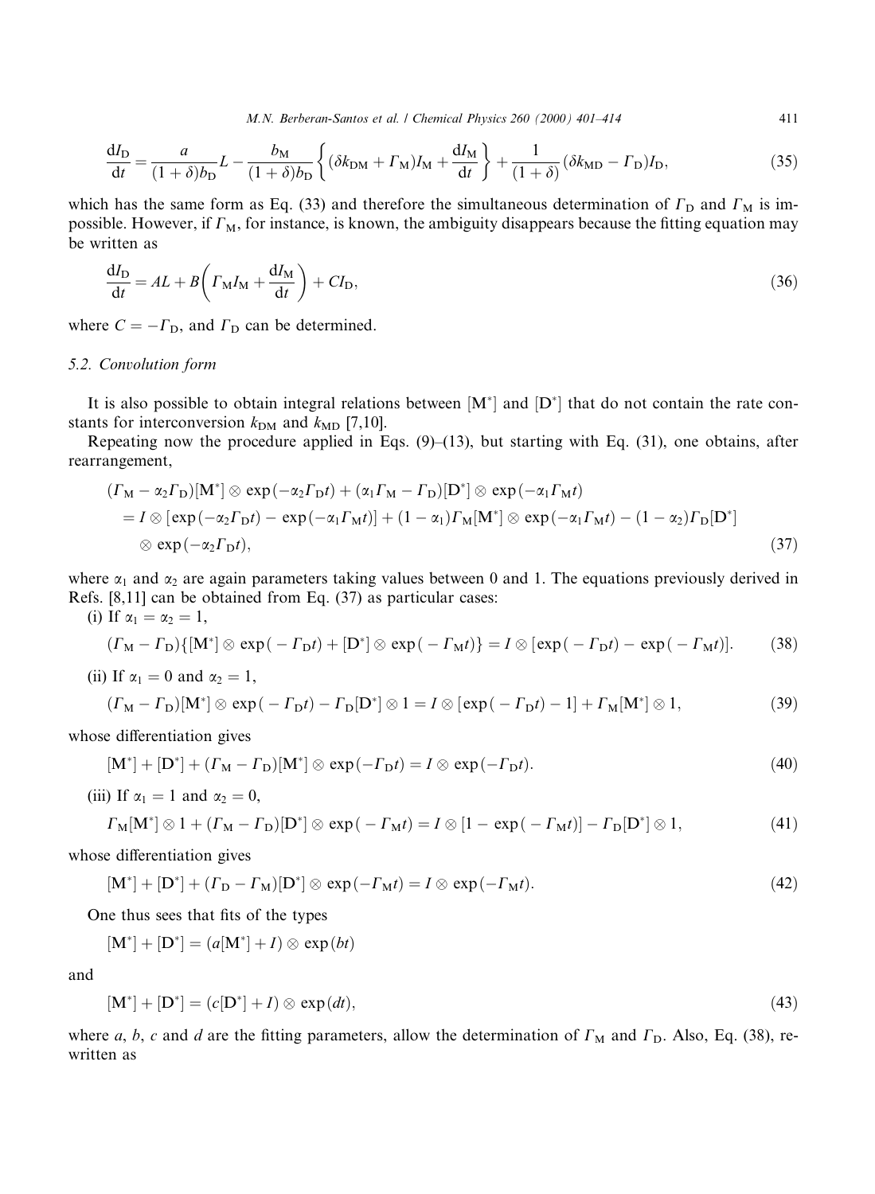$$\frac{\mathrm{d}I_\mathrm{D}}{\mathrm{d}t} = \frac{a}{(1+\delta)b_\mathrm{D}}L - \frac{b_\mathrm{M}}{(1+\delta)b_\mathrm{D}}\left\{(\delta k_\mathrm{DM} + \Gamma_\mathrm{M})I_\mathrm{M} + \frac{\mathrm{d}I_\mathrm{M}}{\mathrm{d}t}\right\} + \frac{1}{(1+\delta)}(\delta k_\mathrm{MD} - \Gamma_\mathrm{D})I_\mathrm{D}, \tag{35}$$

which has the same form as Eq. (33) and therefore the simultaneous determination of $\Gamma_\mathrm{D}$ and $\Gamma_\mathrm{M}$ is impossible. However, if $\Gamma_\mathrm{M}$, for instance, is known, the ambiguity disappears because the fitting equation may be written as

$$\frac{\mathrm{d}I_\mathrm{D}}{\mathrm{d}t} = AL + B\left(\Gamma_\mathrm{M}I_\mathrm{M} + \frac{\mathrm{d}I_\mathrm{M}}{\mathrm{d}t}\right) + CI_\mathrm{D}, \tag{36}$$

where $C = -\Gamma_\mathrm{D}$, and $\Gamma_\mathrm{D}$ can be determined.

### 5.2. Convolution form

It is also possible to obtain integral relations between $[\mathrm{M}^*]$ and $[\mathrm{D}^*]$ that do not contain the rate constants for interconversion $k_\mathrm{DM}$ and $k_\mathrm{MD}$ [7,10].

Repeating now the procedure applied in Eqs. (9)–(13), but starting with Eq. (31), one obtains, after rearrangement,

$$\begin{aligned}
&(\Gamma_\mathrm{M} - \alpha_2\Gamma_\mathrm{D})[\mathrm{M}^*] \otimes \exp(-\alpha_2\Gamma_\mathrm{D}t) + (\alpha_1\Gamma_\mathrm{M} - \Gamma_\mathrm{D})[\mathrm{D}^*] \otimes \exp(-\alpha_1\Gamma_\mathrm{M}t) \\
&\quad = I \otimes [\exp(-\alpha_2\Gamma_\mathrm{D}t) - \exp(-\alpha_1\Gamma_\mathrm{M}t)] + (1-\alpha_1)\Gamma_\mathrm{M}[\mathrm{M}^*] \otimes \exp(-\alpha_1\Gamma_\mathrm{M}t) - (1-\alpha_2)\Gamma_\mathrm{D}[\mathrm{D}^*] \\
&\quad\quad \otimes \exp(-\alpha_2\Gamma_\mathrm{D}t),
\end{aligned} \tag{37}$$

where $\alpha_1$ and $\alpha_2$ are again parameters taking values between 0 and 1. The equations previously derived in Refs. [8,11] can be obtained from Eq. (37) as particular cases:

(i) If $\alpha_1 = \alpha_2 = 1$,

$$(\Gamma_\mathrm{M} - \Gamma_\mathrm{D})\{[\mathrm{M}^*] \otimes \exp(-\Gamma_\mathrm{D}t) + [\mathrm{D}^*] \otimes \exp(-\Gamma_\mathrm{M}t)\} = I \otimes [\exp(-\Gamma_\mathrm{D}t) - \exp(-\Gamma_\mathrm{M}t)]. \tag{38}$$

(ii) If $\alpha_1 = 0$ and $\alpha_2 = 1$,

$$(\Gamma_\mathrm{M} - \Gamma_\mathrm{D})[\mathrm{M}^*] \otimes \exp(-\Gamma_\mathrm{D}t) - \Gamma_\mathrm{D}[\mathrm{D}^*] \otimes 1 = I \otimes [\exp(-\Gamma_\mathrm{D}t) - 1] + \Gamma_\mathrm{M}[\mathrm{M}^*] \otimes 1, \tag{39}$$

whose differentiation gives

$$[\mathrm{M}^*] + [\mathrm{D}^*] + (\Gamma_\mathrm{M} - \Gamma_\mathrm{D})[\mathrm{M}^*] \otimes \exp(-\Gamma_\mathrm{D}t) = I \otimes \exp(-\Gamma_\mathrm{D}t). \tag{40}$$

(iii) If $\alpha_1 = 1$ and $\alpha_2 = 0$,

$$\Gamma_\mathrm{M}[\mathrm{M}^*] \otimes 1 + (\Gamma_\mathrm{M} - \Gamma_\mathrm{D})[\mathrm{D}^*] \otimes \exp(-\Gamma_\mathrm{M}t) = I \otimes [1 - \exp(-\Gamma_\mathrm{M}t)] - \Gamma_\mathrm{D}[\mathrm{D}^*] \otimes 1, \tag{41}$$

whose differentiation gives

$$[\mathrm{M}^*] + [\mathrm{D}^*] + (\Gamma_\mathrm{D} - \Gamma_\mathrm{M})[\mathrm{D}^*] \otimes \exp(-\Gamma_\mathrm{M}t) = I \otimes \exp(-\Gamma_\mathrm{M}t). \tag{42}$$

One thus sees that fits of the types

$$[\mathrm{M}^*] + [\mathrm{D}^*] = (a[\mathrm{M}^*] + I) \otimes \exp(bt)$$

and

$$[\mathrm{M}^*] + [\mathrm{D}^*] = (c[\mathrm{D}^*] + I) \otimes \exp(dt), \tag{43}$$

where $a$, $b$, $c$ and $d$ are the fitting parameters, allow the determination of $\Gamma_\mathrm{M}$ and $\Gamma_\mathrm{D}$. Also, Eq. (38), rewritten as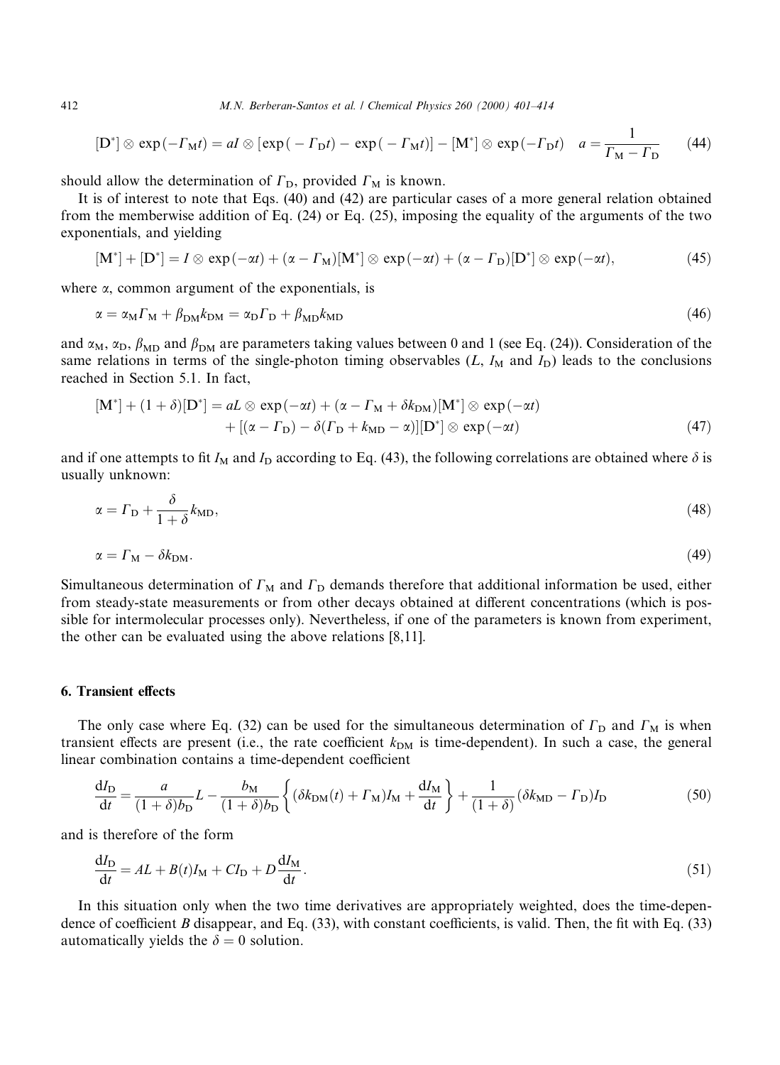$$[\mathrm{D}^*] \otimes \exp(-\Gamma_{\mathrm{M}} t) = aI \otimes [\exp(-\Gamma_{\mathrm{D}} t) - \exp(-\Gamma_{\mathrm{M}} t)] - [\mathrm{M}^*] \otimes \exp(-\Gamma_{\mathrm{D}} t) \quad a = \frac{1}{\Gamma_{\mathrm{M}} - \Gamma_{\mathrm{D}}} \tag{44}$$

should allow the determination of $\Gamma_{\mathrm{D}}$, provided $\Gamma_{\mathrm{M}}$ is known.

It is of interest to note that Eqs. (40) and (42) are particular cases of a more general relation obtained from the memberwise addition of Eq. (24) or Eq. (25), imposing the equality of the arguments of the two exponentials, and yielding

$$[\mathrm{M}^*] + [\mathrm{D}^*] = I \otimes \exp(-\alpha t) + (\alpha - \Gamma_{\mathrm{M}})[\mathrm{M}^*] \otimes \exp(-\alpha t) + (\alpha - \Gamma_{\mathrm{D}})[\mathrm{D}^*] \otimes \exp(-\alpha t), \tag{45}$$

where $\alpha$, common argument of the exponentials, is

$$\alpha = \alpha_{\mathrm{M}} \Gamma_{\mathrm{M}} + \beta_{\mathrm{DM}} k_{\mathrm{DM}} = \alpha_{\mathrm{D}} \Gamma_{\mathrm{D}} + \beta_{\mathrm{MD}} k_{\mathrm{MD}} \tag{46}$$

and $\alpha_{\mathrm{M}}$, $\alpha_{\mathrm{D}}$, $\beta_{\mathrm{MD}}$ and $\beta_{\mathrm{DM}}$ are parameters taking values between 0 and 1 (see Eq. (24)). Consideration of the same relations in terms of the single-photon timing observables ($L$, $I_{\mathrm{M}}$ and $I_{\mathrm{D}}$) leads to the conclusions reached in Section 5.1. In fact,

$$\begin{aligned}[\mathrm{M}^*] + (1+\delta)[\mathrm{D}^*] = {} & aL \otimes \exp(-\alpha t) + (\alpha - \Gamma_{\mathrm{M}} + \delta k_{\mathrm{DM}})[\mathrm{M}^*] \otimes \exp(-\alpha t) \\ & + [(\alpha - \Gamma_{\mathrm{D}}) - \delta(\Gamma_{\mathrm{D}} + k_{\mathrm{MD}} - \alpha)][\mathrm{D}^*] \otimes \exp(-\alpha t)\end{aligned} \tag{47}$$

and if one attempts to fit $I_{\mathrm{M}}$ and $I_{\mathrm{D}}$ according to Eq. (43), the following correlations are obtained where $\delta$ is usually unknown:

$$\alpha = \Gamma_{\mathrm{D}} + \frac{\delta}{1+\delta} k_{\mathrm{MD}}, \tag{48}$$

$$\alpha = \Gamma_{\mathrm{M}} - \delta k_{\mathrm{DM}}. \tag{49}$$

Simultaneous determination of $\Gamma_{\mathrm{M}}$ and $\Gamma_{\mathrm{D}}$ demands therefore that additional information be used, either from steady-state measurements or from other decays obtained at different concentrations (which is possible for intermolecular processes only). Nevertheless, if one of the parameters is known from experiment, the other can be evaluated using the above relations [8,11].

## 6. Transient effects

The only case where Eq. (32) can be used for the simultaneous determination of $\Gamma_{\mathrm{D}}$ and $\Gamma_{\mathrm{M}}$ is when transient effects are present (i.e., the rate coefficient $k_{\mathrm{DM}}$ is time-dependent). In such a case, the general linear combination contains a time-dependent coefficient

$$\frac{\mathrm{d}I_{\mathrm{D}}}{\mathrm{d}t} = \frac{a}{(1+\delta)b_{\mathrm{D}}} L - \frac{b_{\mathrm{M}}}{(1+\delta)b_{\mathrm{D}}} \left\{ (\delta k_{\mathrm{DM}}(t) + \Gamma_{\mathrm{M}}) I_{\mathrm{M}} + \frac{\mathrm{d}I_{\mathrm{M}}}{\mathrm{d}t} \right\} + \frac{1}{(1+\delta)} (\delta k_{\mathrm{MD}} - \Gamma_{\mathrm{D}}) I_{\mathrm{D}} \tag{50}$$

and is therefore of the form

$$\frac{\mathrm{d}I_{\mathrm{D}}}{\mathrm{d}t} = AL + B(t) I_{\mathrm{M}} + C I_{\mathrm{D}} + D \frac{\mathrm{d}I_{\mathrm{M}}}{\mathrm{d}t}. \tag{51}$$

In this situation only when the two time derivatives are appropriately weighted, does the time-dependence of coefficient $B$ disappear, and Eq. (33), with constant coefficients, is valid. Then, the fit with Eq. (33) automatically yields the $\delta = 0$ solution.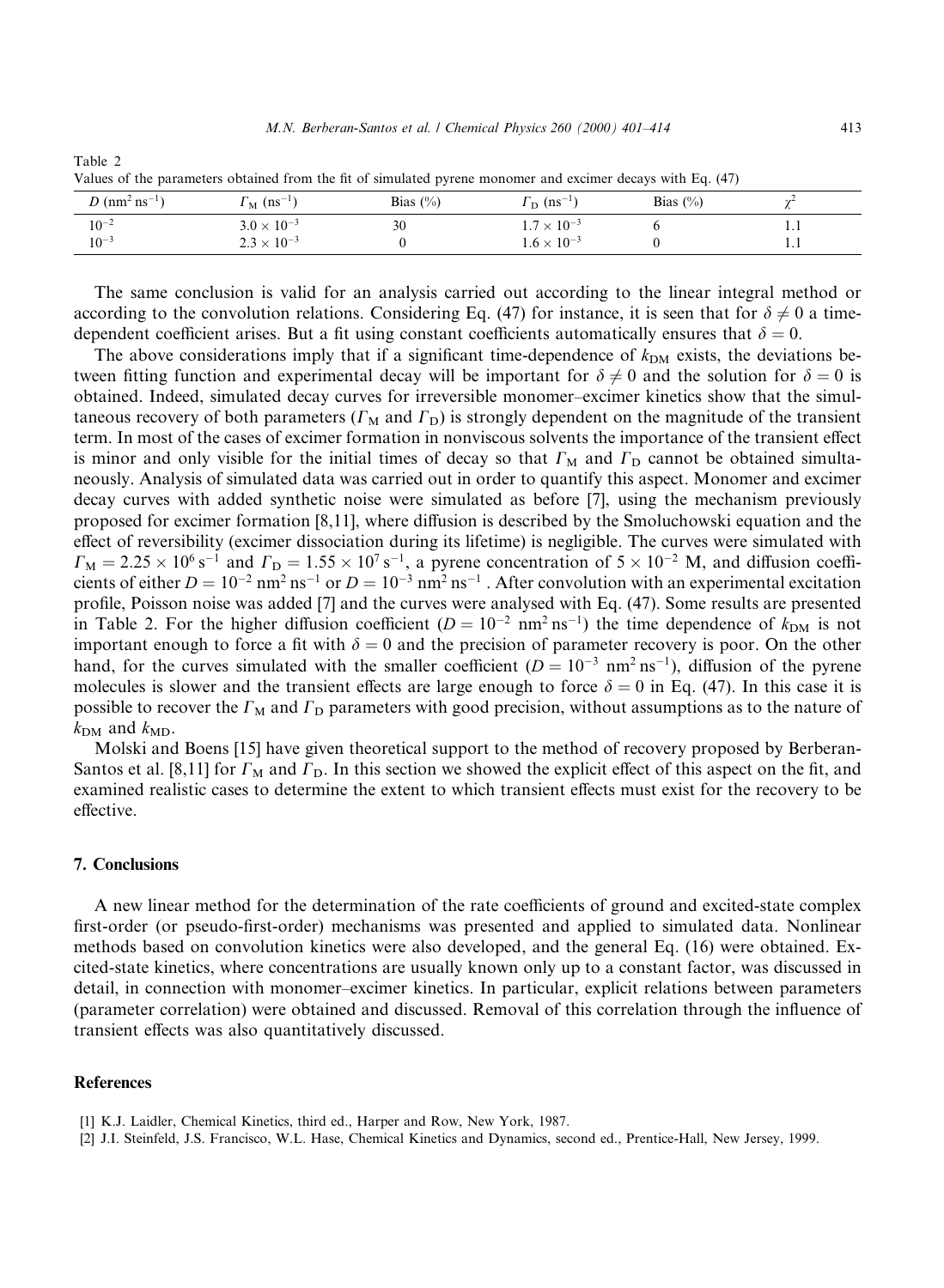Table 2
Values of the parameters obtained from the fit of simulated pyrene monomer and excimer decays with Eq. (47)

| $D$ ($nm^2\,ns^{-1}$) | $\Gamma_M$ ($ns^{-1}$) | Bias (%) | $\Gamma_D$ ($ns^{-1}$) | Bias (%) | $\chi^2$ |
|---|---|---|---|---|---|
| $10^{-2}$ | $3.0 \times 10^{-3}$ | 30 | $1.7 \times 10^{-3}$ | 6 | 1.1 |
| $10^{-3}$ | $2.3 \times 10^{-3}$ | 0 | $1.6 \times 10^{-3}$ | 0 | 1.1 |

The same conclusion is valid for an analysis carried out according to the linear integral method or according to the convolution relations. Considering Eq. (47) for instance, it is seen that for $\delta \neq 0$ a time-dependent coefficient arises. But a fit using constant coefficients automatically ensures that $\delta = 0$.

The above considerations imply that if a significant time-dependence of $k_{DM}$ exists, the deviations between fitting function and experimental decay will be important for $\delta \neq 0$ and the solution for $\delta = 0$ is obtained. Indeed, simulated decay curves for irreversible monomer–excimer kinetics show that the simultaneous recovery of both parameters ($\Gamma_M$ and $\Gamma_D$) is strongly dependent on the magnitude of the transient term. In most of the cases of excimer formation in nonviscous solvents the importance of the transient effect is minor and only visible for the initial times of decay so that $\Gamma_M$ and $\Gamma_D$ cannot be obtained simultaneously. Analysis of simulated data was carried out in order to quantify this aspect. Monomer and excimer decay curves with added synthetic noise were simulated as before [7], using the mechanism previously proposed for excimer formation [8,11], where diffusion is described by the Smoluchowski equation and the effect of reversibility (excimer dissociation during its lifetime) is negligible. The curves were simulated with $\Gamma_M = 2.25 \times 10^6\ s^{-1}$ and $\Gamma_D = 1.55 \times 10^7\ s^{-1}$, a pyrene concentration of $5 \times 10^{-2}$ M, and diffusion coefficients of either $D = 10^{-2}\ nm^2\,ns^{-1}$ or $D = 10^{-3}\ nm^2\,ns^{-1}$. After convolution with an experimental excitation profile, Poisson noise was added [7] and the curves were analysed with Eq. (47). Some results are presented in Table 2. For the higher diffusion coefficient ($D = 10^{-2}\ nm^2\,ns^{-1}$) the time dependence of $k_{DM}$ is not important enough to force a fit with $\delta = 0$ and the precision of parameter recovery is poor. On the other hand, for the curves simulated with the smaller coefficient ($D = 10^{-3}\ nm^2\,ns^{-1}$), diffusion of the pyrene molecules is slower and the transient effects are large enough to force $\delta = 0$ in Eq. (47). In this case it is possible to recover the $\Gamma_M$ and $\Gamma_D$ parameters with good precision, without assumptions as to the nature of $k_{DM}$ and $k_{MD}$.

Molski and Boens [15] have given theoretical support to the method of recovery proposed by Berberan-Santos et al. [8,11] for $\Gamma_M$ and $\Gamma_D$. In this section we showed the explicit effect of this aspect on the fit, and examined realistic cases to determine the extent to which transient effects must exist for the recovery to be effective.

## 7. Conclusions

A new linear method for the determination of the rate coefficients of ground and excited-state complex first-order (or pseudo-first-order) mechanisms was presented and applied to simulated data. Nonlinear methods based on convolution kinetics were also developed, and the general Eq. (16) were obtained. Excited-state kinetics, where concentrations are usually known only up to a constant factor, was discussed in detail, in connection with monomer–excimer kinetics. In particular, explicit relations between parameters (parameter correlation) were obtained and discussed. Removal of this correlation through the influence of transient effects was also quantitatively discussed.

## References

[1] K.J. Laidler, Chemical Kinetics, third ed., Harper and Row, New York, 1987.

[2] J.I. Steinfeld, J.S. Francisco, W.L. Hase, Chemical Kinetics and Dynamics, second ed., Prentice-Hall, New Jersey, 1999.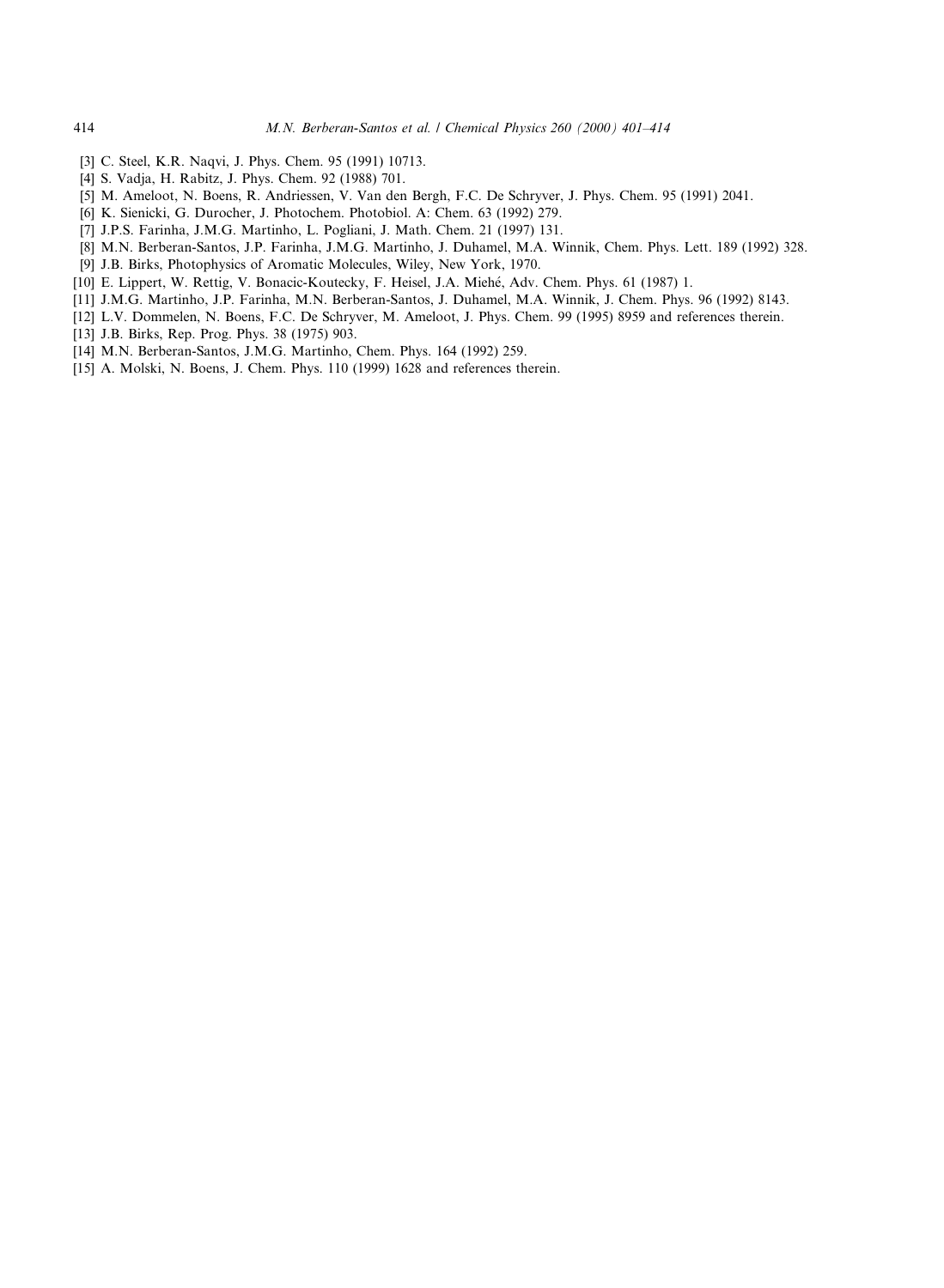[3] C. Steel, K.R. Naqvi, J. Phys. Chem. 95 (1991) 10713.

[4] S. Vadja, H. Rabitz, J. Phys. Chem. 92 (1988) 701.

[5] M. Ameloot, N. Boens, R. Andriessen, V. Van den Bergh, F.C. De Schryver, J. Phys. Chem. 95 (1991) 2041.

[6] K. Sienicki, G. Durocher, J. Photochem. Photobiol. A: Chem. 63 (1992) 279.

[7] J.P.S. Farinha, J.M.G. Martinho, L. Pogliani, J. Math. Chem. 21 (1997) 131.

[8] M.N. Berberan-Santos, J.P. Farinha, J.M.G. Martinho, J. Duhamel, M.A. Winnik, Chem. Phys. Lett. 189 (1992) 328.

[9] J.B. Birks, Photophysics of Aromatic Molecules, Wiley, New York, 1970.

[10] E. Lippert, W. Rettig, V. Bonacic-Koutecky, F. Heisel, J.A. Miehé, Adv. Chem. Phys. 61 (1987) 1.

[11] J.M.G. Martinho, J.P. Farinha, M.N. Berberan-Santos, J. Duhamel, M.A. Winnik, J. Chem. Phys. 96 (1992) 8143.

[12] L.V. Dommelen, N. Boens, F.C. De Schryver, M. Ameloot, J. Phys. Chem. 99 (1995) 8959 and references therein.

[13] J.B. Birks, Rep. Prog. Phys. 38 (1975) 903.

[14] M.N. Berberan-Santos, J.M.G. Martinho, Chem. Phys. 164 (1992) 259.

[15] A. Molski, N. Boens, J. Chem. Phys. 110 (1999) 1628 and references therein.